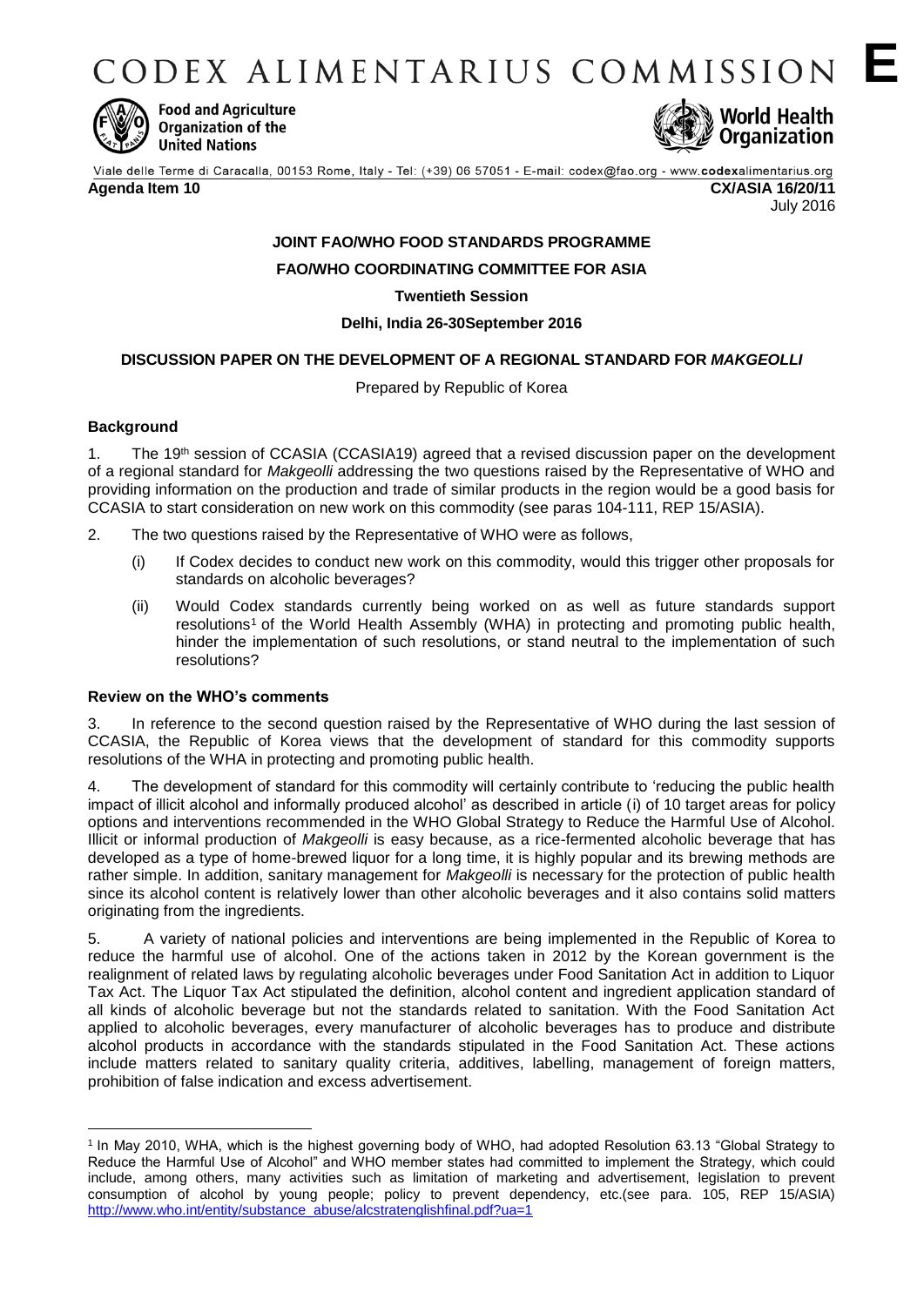# CODEX ALIMENTARIUS COMMISSION **E**

Food and Agriculture Organization of the United Nations

World Health Organization

Viale delle Terme di Caracalla, 00153 Rome, Italy - Tel: (+39) 06 57051 - E-mail: codex@fao.org - www.**codex**alimentarius.org

**Agenda Item 10** **CX/ASIA 16/20/11**

July 2016

**JOINT FAO/WHO FOOD STANDARDS PROGRAMME**

**FAO/WHO COORDINATING COMMITTEE FOR ASIA**

**Twentieth Session**

**Delhi, India 26-30September 2016**

**DISCUSSION PAPER ON THE DEVELOPMENT OF A REGIONAL STANDARD FOR *MAKGEOLLI***

Prepared by Republic of Korea

## Background

1. The 19th session of CCASIA (CCASIA19) agreed that a revised discussion paper on the development of a regional standard for *Makgeolli* addressing the two questions raised by the Representative of WHO and providing information on the production and trade of similar products in the region would be a good basis for CCASIA to start consideration on new work on this commodity (see paras 104-111, REP 15/ASIA).

2. The two questions raised by the Representative of WHO were as follows,

   (i) If Codex decides to conduct new work on this commodity, would this trigger other proposals for standards on alcoholic beverages?

   (ii) Would Codex standards currently being worked on as well as future standards support resolutions[1] of the World Health Assembly (WHA) in protecting and promoting public health, hinder the implementation of such resolutions, or stand neutral to the implementation of such resolutions?

## Review on the WHO's comments

3. In reference to the second question raised by the Representative of WHO during the last session of CCASIA, the Republic of Korea views that the development of standard for this commodity supports resolutions of the WHA in protecting and promoting public health.

4. The development of standard for this commodity will certainly contribute to 'reducing the public health impact of illicit alcohol and informally produced alcohol' as described in article (i) of 10 target areas for policy options and interventions recommended in the WHO Global Strategy to Reduce the Harmful Use of Alcohol. Illicit or informal production of *Makgeolli* is easy because, as a rice-fermented alcoholic beverage that has developed as a type of home-brewed liquor for a long time, it is highly popular and its brewing methods are rather simple. In addition, sanitary management for *Makgeolli* is necessary for the protection of public health since its alcohol content is relatively lower than other alcoholic beverages and it also contains solid matters originating from the ingredients.

5. A variety of national policies and interventions are being implemented in the Republic of Korea to reduce the harmful use of alcohol. One of the actions taken in 2012 by the Korean government is the realignment of related laws by regulating alcoholic beverages under Food Sanitation Act in addition to Liquor Tax Act. The Liquor Tax Act stipulated the definition, alcohol content and ingredient application standard of all kinds of alcoholic beverage but not the standards related to sanitation. With the Food Sanitation Act applied to alcoholic beverages, every manufacturer of alcoholic beverages has to produce and distribute alcohol products in accordance with the standards stipulated in the Food Sanitation Act. These actions include matters related to sanitary quality criteria, additives, labelling, management of foreign matters, prohibition of false indication and excess advertisement.

---

[1] In May 2010, WHA, which is the highest governing body of WHO, had adopted Resolution 63.13 "Global Strategy to Reduce the Harmful Use of Alcohol" and WHO member states had committed to implement the Strategy, which could include, among others, many activities such as limitation of marketing and advertisement, legislation to prevent consumption of alcohol by young people; policy to prevent dependency, etc.(see para. 105, REP 15/ASIA) http://www.who.int/entity/substance_abuse/alcstratenglishfinal.pdf?ua=1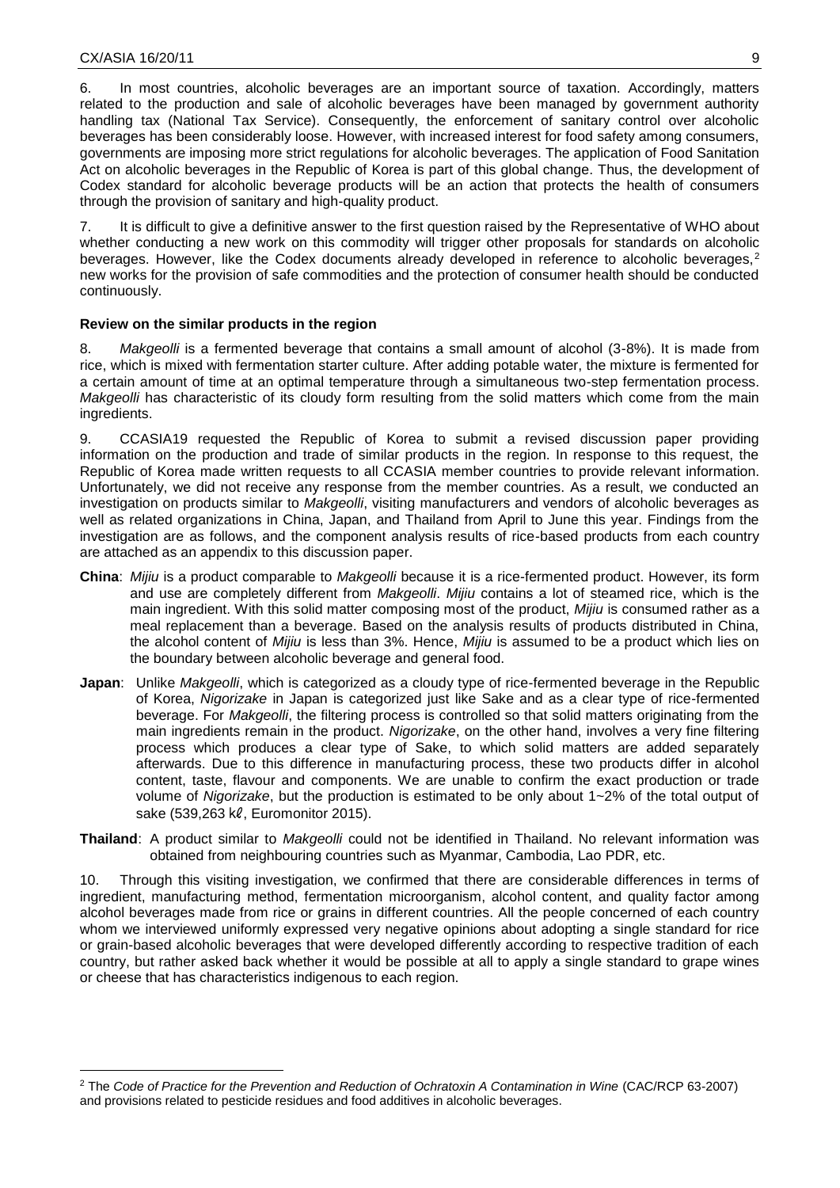6. In most countries, alcoholic beverages are an important source of taxation. Accordingly, matters related to the production and sale of alcoholic beverages have been managed by government authority handling tax (National Tax Service). Consequently, the enforcement of sanitary control over alcoholic beverages has been considerably loose. However, with increased interest for food safety among consumers, governments are imposing more strict regulations for alcoholic beverages. The application of Food Sanitation Act on alcoholic beverages in the Republic of Korea is part of this global change. Thus, the development of Codex standard for alcoholic beverage products will be an action that protects the health of consumers through the provision of sanitary and high-quality product.

7. It is difficult to give a definitive answer to the first question raised by the Representative of WHO about whether conducting a new work on this commodity will trigger other proposals for standards on alcoholic beverages. However, like the Codex documents already developed in reference to alcoholic beverages,[2] new works for the provision of safe commodities and the protection of consumer health should be conducted continuously.

**Review on the similar products in the region**

8. *Makgeolli* is a fermented beverage that contains a small amount of alcohol (3-8%). It is made from rice, which is mixed with fermentation starter culture. After adding potable water, the mixture is fermented for a certain amount of time at an optimal temperature through a simultaneous two-step fermentation process. *Makgeolli* has characteristic of its cloudy form resulting from the solid matters which come from the main ingredients.

9. CCASIA19 requested the Republic of Korea to submit a revised discussion paper providing information on the production and trade of similar products in the region. In response to this request, the Republic of Korea made written requests to all CCASIA member countries to provide relevant information. Unfortunately, we did not receive any response from the member countries. As a result, we conducted an investigation on products similar to *Makgeolli*, visiting manufacturers and vendors of alcoholic beverages as well as related organizations in China, Japan, and Thailand from April to June this year. Findings from the investigation are as follows, and the component analysis results of rice-based products from each country are attached as an appendix to this discussion paper.

**China**: *Mijiu* is a product comparable to *Makgeolli* because it is a rice-fermented product. However, its form and use are completely different from *Makgeolli*. *Mijiu* contains a lot of steamed rice, which is the main ingredient. With this solid matter composing most of the product, *Mijiu* is consumed rather as a meal replacement than a beverage. Based on the analysis results of products distributed in China, the alcohol content of *Mijiu* is less than 3%. Hence, *Mijiu* is assumed to be a product which lies on the boundary between alcoholic beverage and general food.

**Japan**: Unlike *Makgeolli*, which is categorized as a cloudy type of rice-fermented beverage in the Republic of Korea, *Nigorizake* in Japan is categorized just like Sake and as a clear type of rice-fermented beverage. For *Makgeolli*, the filtering process is controlled so that solid matters originating from the main ingredients remain in the product. *Nigorizake*, on the other hand, involves a very fine filtering process which produces a clear type of Sake, to which solid matters are added separately afterwards. Due to this difference in manufacturing process, these two products differ in alcohol content, taste, flavour and components. We are unable to confirm the exact production or trade volume of *Nigorizake*, but the production is estimated to be only about 1~2% of the total output of sake (539,263 kℓ, Euromonitor 2015).

**Thailand**: A product similar to *Makgeolli* could not be identified in Thailand. No relevant information was obtained from neighbouring countries such as Myanmar, Cambodia, Lao PDR, etc.

10. Through this visiting investigation, we confirmed that there are considerable differences in terms of ingredient, manufacturing method, fermentation microorganism, alcohol content, and quality factor among alcohol beverages made from rice or grains in different countries. All the people concerned of each country whom we interviewed uniformly expressed very negative opinions about adopting a single standard for rice or grain-based alcoholic beverages that were developed differently according to respective tradition of each country, but rather asked back whether it would be possible at all to apply a single standard to grape wines or cheese that has characteristics indigenous to each region.

---

[2] The *Code of Practice for the Prevention and Reduction of Ochratoxin A Contamination in Wine* (CAC/RCP 63-2007) and provisions related to pesticide residues and food additives in alcoholic beverages.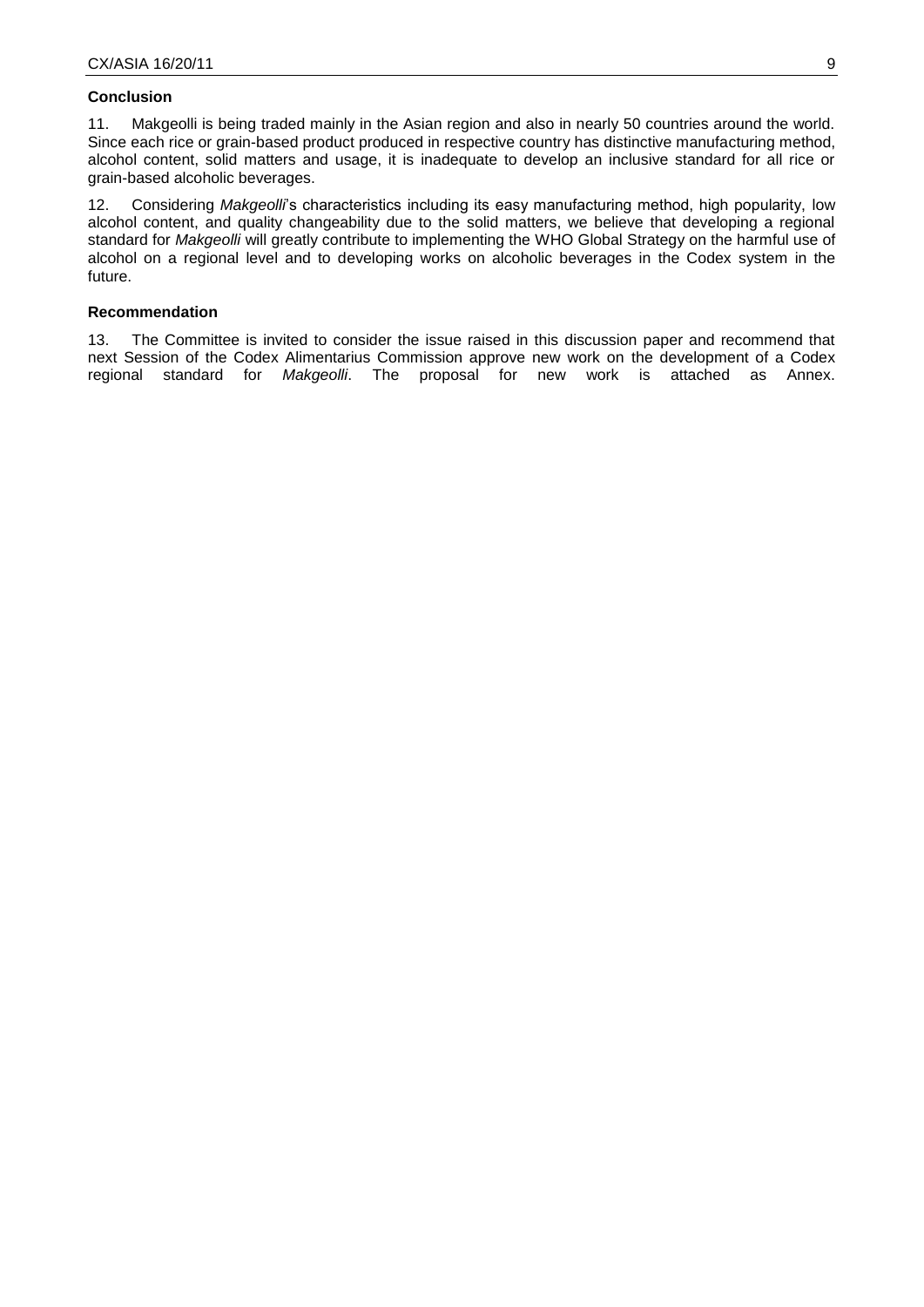**Conclusion**

11. Makgeolli is being traded mainly in the Asian region and also in nearly 50 countries around the world. Since each rice or grain-based product produced in respective country has distinctive manufacturing method, alcohol content, solid matters and usage, it is inadequate to develop an inclusive standard for all rice or grain-based alcoholic beverages.

12. Considering *Makgeolli*'s characteristics including its easy manufacturing method, high popularity, low alcohol content, and quality changeability due to the solid matters, we believe that developing a regional standard for *Makgeolli* will greatly contribute to implementing the WHO Global Strategy on the harmful use of alcohol on a regional level and to developing works on alcoholic beverages in the Codex system in the future.

**Recommendation**

13. The Committee is invited to consider the issue raised in this discussion paper and recommend that next Session of the Codex Alimentarius Commission approve new work on the development of a Codex regional standard for *Makgeolli*. The proposal for new work is attached as Annex.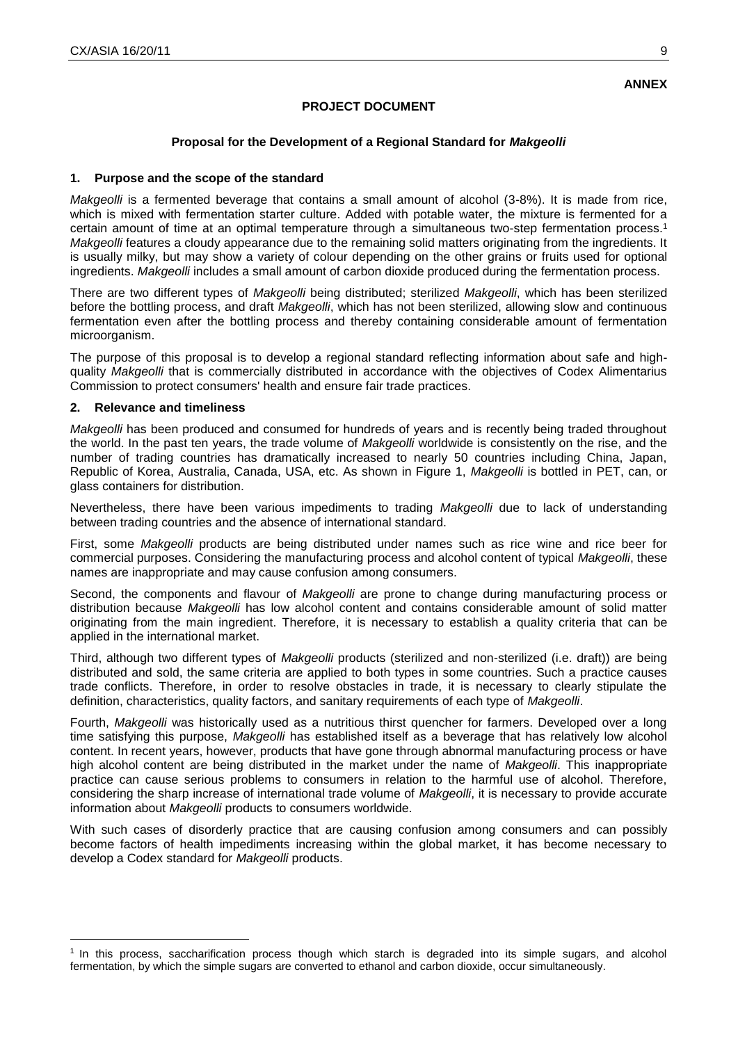**ANNEX**

**PROJECT DOCUMENT**

**Proposal for the Development of a Regional Standard for *Makgeolli***

## 1. Purpose and the scope of the standard

*Makgeolli* is a fermented beverage that contains a small amount of alcohol (3-8%). It is made from rice, which is mixed with fermentation starter culture. Added with potable water, the mixture is fermented for a certain amount of time at an optimal temperature through a simultaneous two-step fermentation process.[1] *Makgeolli* features a cloudy appearance due to the remaining solid matters originating from the ingredients. It is usually milky, but may show a variety of colour depending on the other grains or fruits used for optional ingredients. *Makgeolli* includes a small amount of carbon dioxide produced during the fermentation process.

There are two different types of *Makgeolli* being distributed; sterilized *Makgeolli*, which has been sterilized before the bottling process, and draft *Makgeolli*, which has not been sterilized, allowing slow and continuous fermentation even after the bottling process and thereby containing considerable amount of fermentation microorganism.

The purpose of this proposal is to develop a regional standard reflecting information about safe and high-quality *Makgeolli* that is commercially distributed in accordance with the objectives of Codex Alimentarius Commission to protect consumers' health and ensure fair trade practices.

## 2. Relevance and timeliness

*Makgeolli* has been produced and consumed for hundreds of years and is recently being traded throughout the world. In the past ten years, the trade volume of *Makgeolli* worldwide is consistently on the rise, and the number of trading countries has dramatically increased to nearly 50 countries including China, Japan, Republic of Korea, Australia, Canada, USA, etc. As shown in Figure 1, *Makgeolli* is bottled in PET, can, or glass containers for distribution.

Nevertheless, there have been various impediments to trading *Makgeolli* due to lack of understanding between trading countries and the absence of international standard.

First, some *Makgeolli* products are being distributed under names such as rice wine and rice beer for commercial purposes. Considering the manufacturing process and alcohol content of typical *Makgeolli*, these names are inappropriate and may cause confusion among consumers.

Second, the components and flavour of *Makgeolli* are prone to change during manufacturing process or distribution because *Makgeolli* has low alcohol content and contains considerable amount of solid matter originating from the main ingredient. Therefore, it is necessary to establish a quality criteria that can be applied in the international market.

Third, although two different types of *Makgeolli* products (sterilized and non-sterilized (i.e. draft)) are being distributed and sold, the same criteria are applied to both types in some countries. Such a practice causes trade conflicts. Therefore, in order to resolve obstacles in trade, it is necessary to clearly stipulate the definition, characteristics, quality factors, and sanitary requirements of each type of *Makgeolli*.

Fourth, *Makgeolli* was historically used as a nutritious thirst quencher for farmers. Developed over a long time satisfying this purpose, *Makgeolli* has established itself as a beverage that has relatively low alcohol content. In recent years, however, products that have gone through abnormal manufacturing process or have high alcohol content are being distributed in the market under the name of *Makgeolli*. This inappropriate practice can cause serious problems to consumers in relation to the harmful use of alcohol. Therefore, considering the sharp increase of international trade volume of *Makgeolli*, it is necessary to provide accurate information about *Makgeolli* products to consumers worldwide.

With such cases of disorderly practice that are causing confusion among consumers and can possibly become factors of health impediments increasing within the global market, it has become necessary to develop a Codex standard for *Makgeolli* products.

---

[1] In this process, saccharification process though which starch is degraded into its simple sugars, and alcohol fermentation, by which the simple sugars are converted to ethanol and carbon dioxide, occur simultaneously.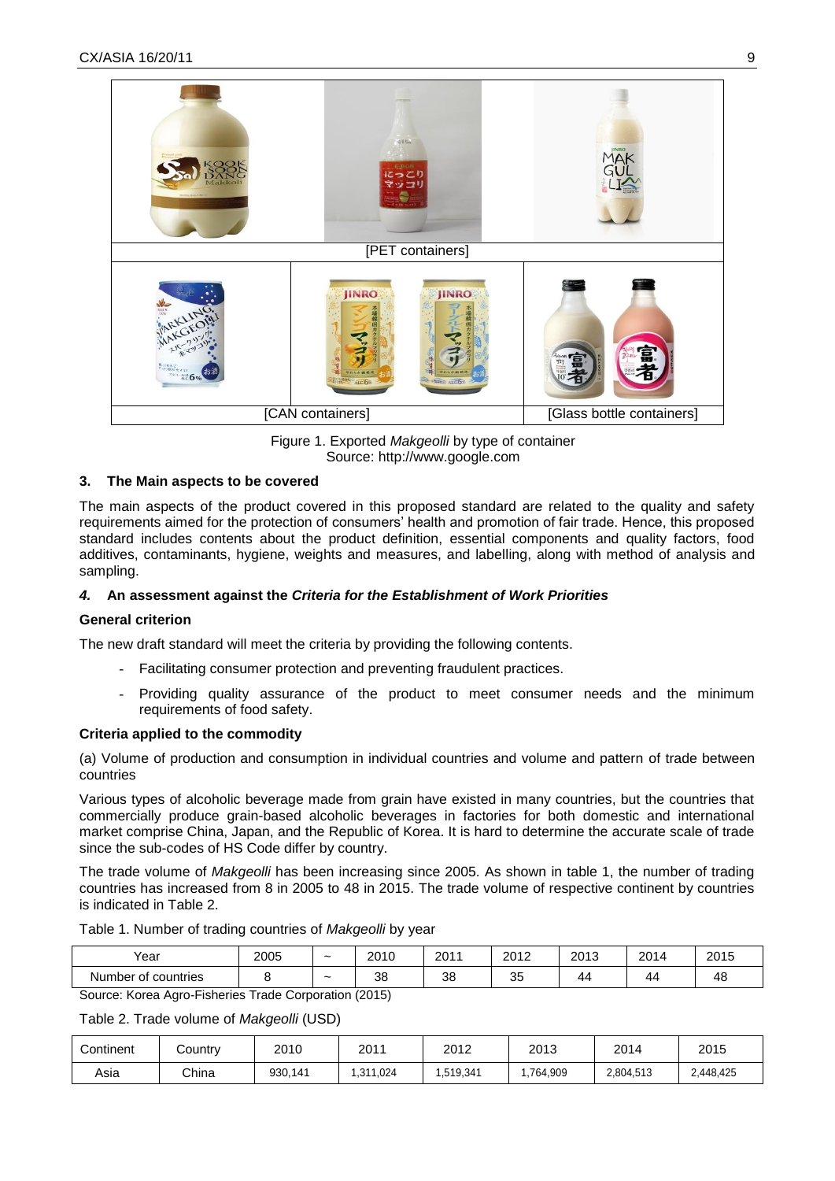| [PET containers] | | |
|---|---|---|
| [CAN containers] | | [Glass bottle containers] |

Figure 1. Exported *Makgeolli* by type of container
Source: http://www.google.com

### 3. The Main aspects to be covered

The main aspects of the product covered in this proposed standard are related to the quality and safety requirements aimed for the protection of consumers' health and promotion of fair trade. Hence, this proposed standard includes contents about the product definition, essential components and quality factors, food additives, contaminants, hygiene, weights and measures, and labelling, along with method of analysis and sampling.

### *4.* An assessment against the *Criteria for the Establishment of Work Priorities*

**General criterion**

The new draft standard will meet the criteria by providing the following contents.

- Facilitating consumer protection and preventing fraudulent practices.
- Providing quality assurance of the product to meet consumer needs and the minimum requirements of food safety.

**Criteria applied to the commodity**

(a) Volume of production and consumption in individual countries and volume and pattern of trade between countries

Various types of alcoholic beverage made from grain have existed in many countries, but the countries that commercially produce grain-based alcoholic beverages in factories for both domestic and international market comprise China, Japan, and the Republic of Korea. It is hard to determine the accurate scale of trade since the sub-codes of HS Code differ by country.

The trade volume of *Makgeolli* has been increasing since 2005. As shown in table 1, the number of trading countries has increased from 8 in 2005 to 48 in 2015. The trade volume of respective continent by countries is indicated in Table 2.

Table 1. Number of trading countries of *Makgeolli* by year

| Year | 2005 | ~ | 2010 | 2011 | 2012 | 2013 | 2014 | 2015 |
|---|---|---|---|---|---|---|---|---|
| Number of countries | 8 | ~ | 38 | 38 | 35 | 44 | 44 | 48 |

Source: Korea Agro-Fisheries Trade Corporation (2015)

Table 2. Trade volume of *Makgeolli* (USD)

| Continent | Country | 2010 | 2011 | 2012 | 2013 | 2014 | 2015 |
|---|---|---|---|---|---|---|---|
| Asia | China | 930,141 | 1,311,024 | 1,519,341 | 1,764,909 | 2,804,513 | 2,448,425 |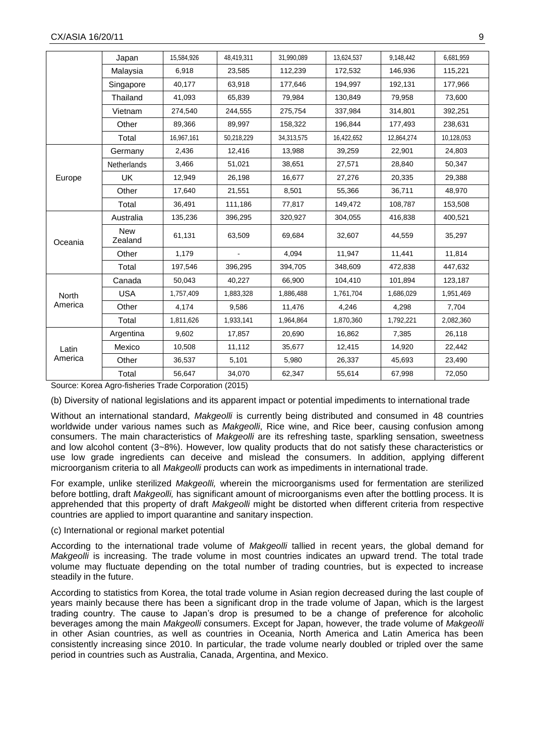| | | | | | | | |
|---|---|---|---|---|---|---|---|
| | Japan | 15,584,926 | 48,419,311 | 31,990,089 | 13,624,537 | 9,148,442 | 6,681,959 |
| | Malaysia | 6,918 | 23,585 | 112,239 | 172,532 | 146,936 | 115,221 |
| | Singapore | 40,177 | 63,918 | 177,646 | 194,997 | 192,131 | 177,966 |
| | Thailand | 41,093 | 65,839 | 79,984 | 130,849 | 79,958 | 73,600 |
| | Vietnam | 274,540 | 244,555 | 275,754 | 337,984 | 314,801 | 392,251 |
| | Other | 89,366 | 89,997 | 158,322 | 196,844 | 177,493 | 238,631 |
| | Total | 16,967,161 | 50,218,229 | 34,313,575 | 16,422,652 | 12,864,274 | 10,128,053 |
| Europe | Germany | 2,436 | 12,416 | 13,988 | 39,259 | 22,901 | 24,803 |
| | Netherlands | 3,466 | 51,021 | 38,651 | 27,571 | 28,840 | 50,347 |
| | UK | 12,949 | 26,198 | 16,677 | 27,276 | 20,335 | 29,388 |
| | Other | 17,640 | 21,551 | 8,501 | 55,366 | 36,711 | 48,970 |
| | Total | 36,491 | 111,186 | 77,817 | 149,472 | 108,787 | 153,508 |
| Oceania | Australia | 135,236 | 396,295 | 320,927 | 304,055 | 416,838 | 400,521 |
| | New Zealand | 61,131 | 63,509 | 69,684 | 32,607 | 44,559 | 35,297 |
| | Other | 1,179 | - | 4,094 | 11,947 | 11,441 | 11,814 |
| | Total | 197,546 | 396,295 | 394,705 | 348,609 | 472,838 | 447,632 |
| North America | Canada | 50,043 | 40,227 | 66,900 | 104,410 | 101,894 | 123,187 |
| | USA | 1,757,409 | 1,883,328 | 1,886,488 | 1,761,704 | 1,686,029 | 1,951,469 |
| | Other | 4,174 | 9,586 | 11,476 | 4,246 | 4,298 | 7,704 |
| | Total | 1,811,626 | 1,933,141 | 1,964,864 | 1,870,360 | 1,792,221 | 2,082,360 |
| Latin America | Argentina | 9,602 | 17,857 | 20,690 | 16,862 | 7,385 | 26,118 |
| | Mexico | 10,508 | 11,112 | 35,677 | 12,415 | 14,920 | 22,442 |
| | Other | 36,537 | 5,101 | 5,980 | 26,337 | 45,693 | 23,490 |
| | Total | 56,647 | 34,070 | 62,347 | 55,614 | 67,998 | 72,050 |

Source: Korea Agro-fisheries Trade Corporation (2015)

(b) Diversity of national legislations and its apparent impact or potential impediments to international trade

Without an international standard, *Makgeolli* is currently being distributed and consumed in 48 countries worldwide under various names such as *Makgeolli*, Rice wine, and Rice beer, causing confusion among consumers. The main characteristics of *Makgeolli* are its refreshing taste, sparkling sensation, sweetness and low alcohol content (3~8%). However, low quality products that do not satisfy these characteristics or use low grade ingredients can deceive and mislead the consumers. In addition, applying different microorganism criteria to all *Makgeolli* products can work as impediments in international trade.

For example, unlike sterilized *Makgeolli,* wherein the microorganisms used for fermentation are sterilized before bottling, draft *Makgeolli,* has significant amount of microorganisms even after the bottling process. It is apprehended that this property of draft *Makgeolli* might be distorted when different criteria from respective countries are applied to import quarantine and sanitary inspection.

(c) International or regional market potential

According to the international trade volume of *Makgeolli* tallied in recent years, the global demand for *Makgeolli* is increasing. The trade volume in most countries indicates an upward trend. The total trade volume may fluctuate depending on the total number of trading countries, but is expected to increase steadily in the future.

According to statistics from Korea, the total trade volume in Asian region decreased during the last couple of years mainly because there has been a significant drop in the trade volume of Japan, which is the largest trading country. The cause to Japan's drop is presumed to be a change of preference for alcoholic beverages among the main *Makgeolli* consumers. Except for Japan, however, the trade volume of *Makgeolli* in other Asian countries, as well as countries in Oceania, North America and Latin America has been consistently increasing since 2010. In particular, the trade volume nearly doubled or tripled over the same period in countries such as Australia, Canada, Argentina, and Mexico.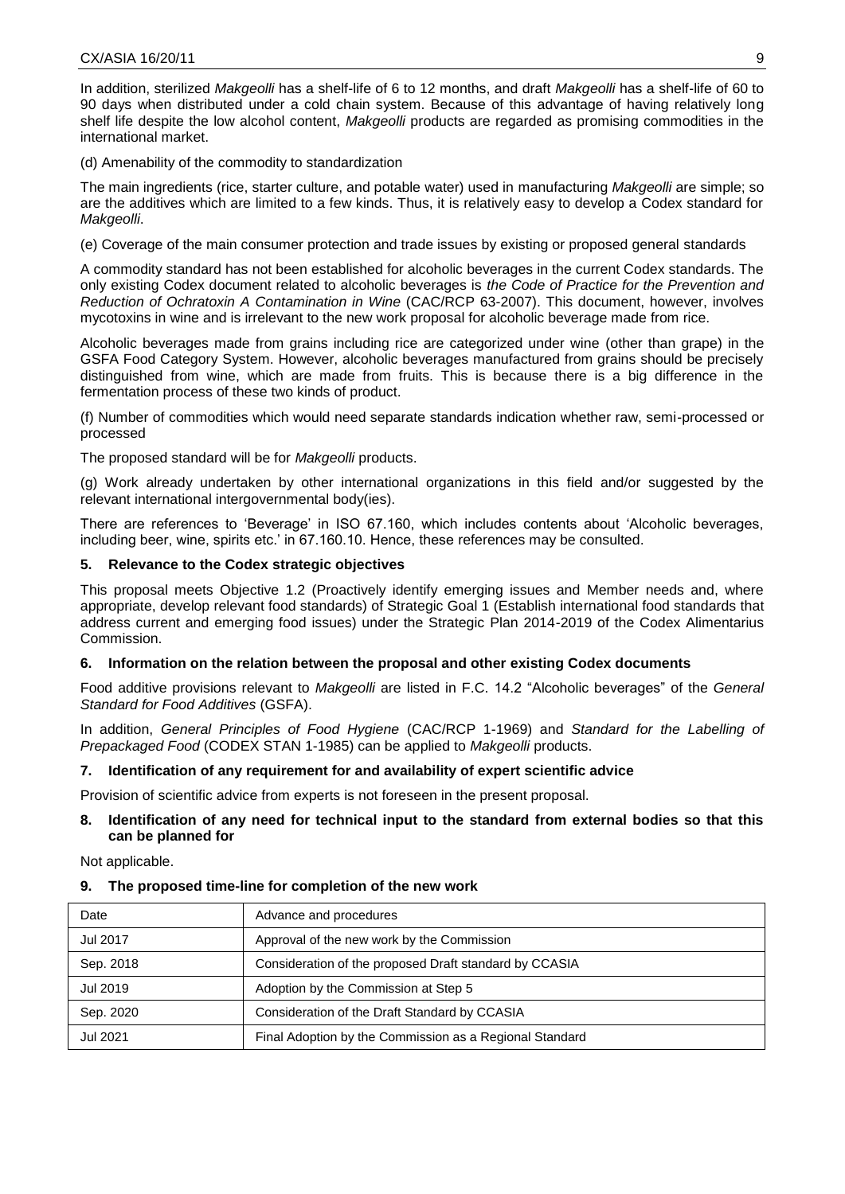In addition, sterilized *Makgeolli* has a shelf-life of 6 to 12 months, and draft *Makgeolli* has a shelf-life of 60 to 90 days when distributed under a cold chain system. Because of this advantage of having relatively long shelf life despite the low alcohol content, *Makgeolli* products are regarded as promising commodities in the international market.

(d) Amenability of the commodity to standardization

The main ingredients (rice, starter culture, and potable water) used in manufacturing *Makgeolli* are simple; so are the additives which are limited to a few kinds. Thus, it is relatively easy to develop a Codex standard for *Makgeolli*.

(e) Coverage of the main consumer protection and trade issues by existing or proposed general standards

A commodity standard has not been established for alcoholic beverages in the current Codex standards. The only existing Codex document related to alcoholic beverages is *the Code of Practice for the Prevention and Reduction of Ochratoxin A Contamination in Wine* (CAC/RCP 63-2007). This document, however, involves mycotoxins in wine and is irrelevant to the new work proposal for alcoholic beverage made from rice.

Alcoholic beverages made from grains including rice are categorized under wine (other than grape) in the GSFA Food Category System. However, alcoholic beverages manufactured from grains should be precisely distinguished from wine, which are made from fruits. This is because there is a big difference in the fermentation process of these two kinds of product.

(f) Number of commodities which would need separate standards indication whether raw, semi-processed or processed

The proposed standard will be for *Makgeolli* products.

(g) Work already undertaken by other international organizations in this field and/or suggested by the relevant international intergovernmental body(ies).

There are references to 'Beverage' in ISO 67.160, which includes contents about 'Alcoholic beverages, including beer, wine, spirits etc.' in 67.160.10. Hence, these references may be consulted.

## 5. Relevance to the Codex strategic objectives

This proposal meets Objective 1.2 (Proactively identify emerging issues and Member needs and, where appropriate, develop relevant food standards) of Strategic Goal 1 (Establish international food standards that address current and emerging food issues) under the Strategic Plan 2014-2019 of the Codex Alimentarius Commission.

## 6. Information on the relation between the proposal and other existing Codex documents

Food additive provisions relevant to *Makgeolli* are listed in F.C. 14.2 "Alcoholic beverages" of the *General Standard for Food Additives* (GSFA).

In addition, *General Principles of Food Hygiene* (CAC/RCP 1-1969) and *Standard for the Labelling of Prepackaged Food* (CODEX STAN 1-1985) can be applied to *Makgeolli* products.

## 7. Identification of any requirement for and availability of expert scientific advice

Provision of scientific advice from experts is not foreseen in the present proposal.

## 8. Identification of any need for technical input to the standard from external bodies so that this can be planned for

Not applicable.

## 9. The proposed time-line for completion of the new work

| Date | Advance and procedures |
|---|---|
| Jul 2017 | Approval of the new work by the Commission |
| Sep. 2018 | Consideration of the proposed Draft standard by CCASIA |
| Jul 2019 | Adoption by the Commission at Step 5 |
| Sep. 2020 | Consideration of the Draft Standard by CCASIA |
| Jul 2021 | Final Adoption by the Commission as a Regional Standard |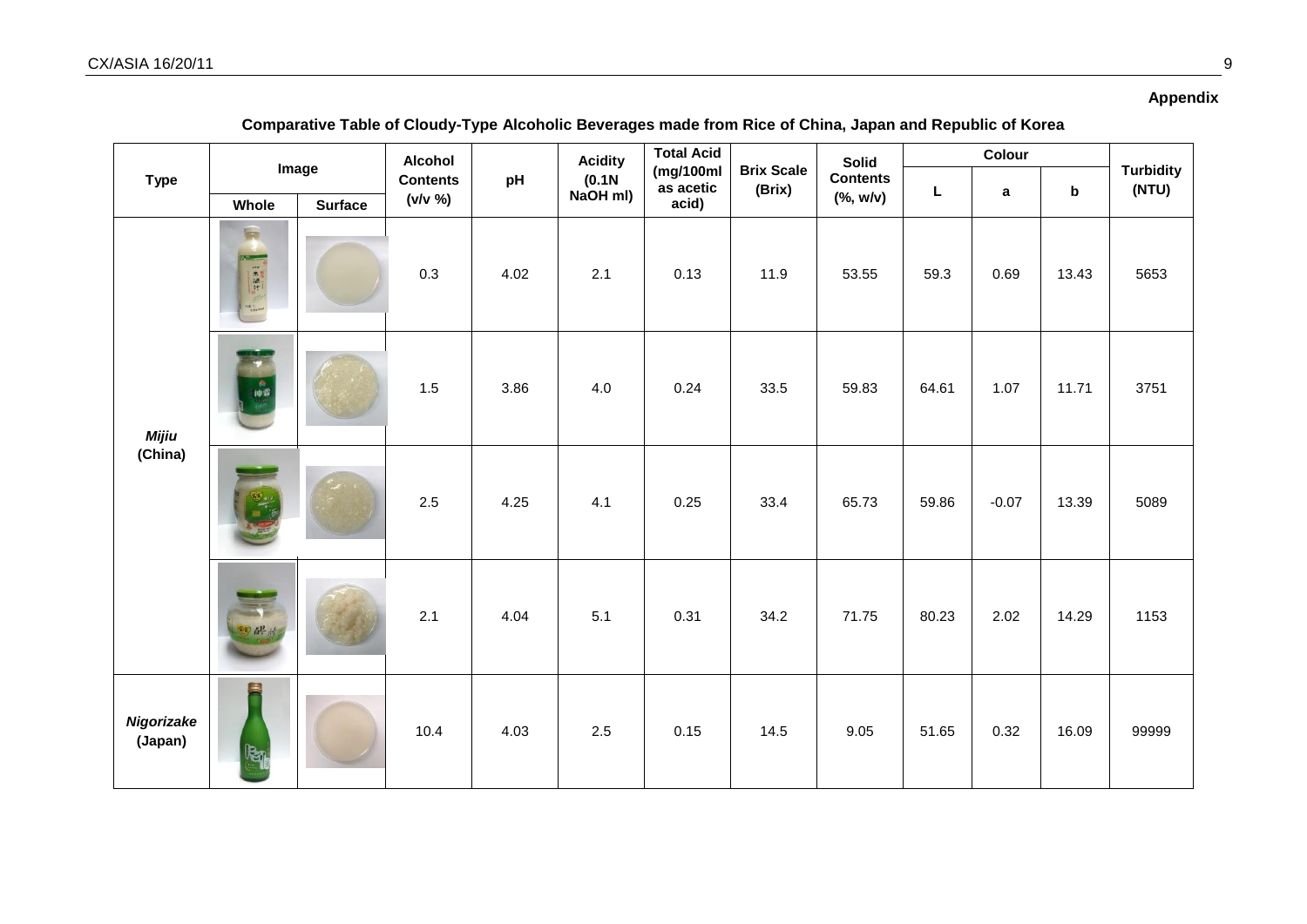**Appendix**

**Comparative Table of Cloudy-Type Alcoholic Beverages made from Rice of China, Japan and Republic of Korea**

| Type | Image | | Alcohol Contents (v/v %) | pH | Acidity (0.1N NaOH ml) | Total Acid (mg/100ml as acetic acid) | Brix Scale (Brix) | Solid Contents (%, w/v) | Colour | | | Turbidity (NTU) |
|---|---|---|---|---|---|---|---|---|---|---|---|---|
| | Whole | Surface | | | | | | | L | a | b | |
| ***Mijiu* (China)** | | | 0.3 | 4.02 | 2.1 | 0.13 | 11.9 | 53.55 | 59.3 | 0.69 | 13.43 | 5653 |
| | | | 1.5 | 3.86 | 4.0 | 0.24 | 33.5 | 59.83 | 64.61 | 1.07 | 11.71 | 3751 |
| | | | 2.5 | 4.25 | 4.1 | 0.25 | 33.4 | 65.73 | 59.86 | -0.07 | 13.39 | 5089 |
| | | | 2.1 | 4.04 | 5.1 | 0.31 | 34.2 | 71.75 | 80.23 | 2.02 | 14.29 | 1153 |
| ***Nigorizake* (Japan)** | | | 10.4 | 4.03 | 2.5 | 0.15 | 14.5 | 9.05 | 51.65 | 0.32 | 16.09 | 99999 |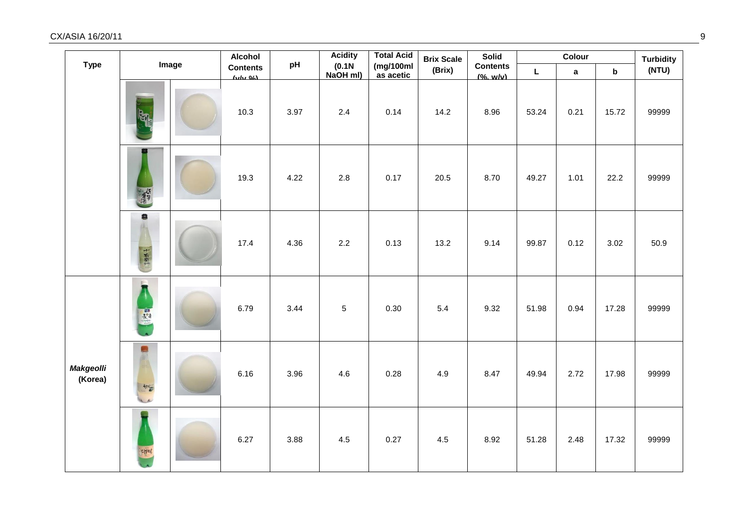| Type | Image | | Alcohol Contents (v/v %) | pH | Acidity (0.1N NaOH ml) | Total Acid (mg/100ml as acetic | Brix Scale (Brix) | Solid Contents (%, w/v) | Colour | | | Turbidity (NTU) |
|---|---|---|---|---|---|---|---|---|---|---|---|---|
| | | | | | | | | | L | a | b | |
| | | | 10.3 | 3.97 | 2.4 | 0.14 | 14.2 | 8.96 | 53.24 | 0.21 | 15.72 | 99999 |
| | | | 19.3 | 4.22 | 2.8 | 0.17 | 20.5 | 8.70 | 49.27 | 1.01 | 22.2 | 99999 |
| | | | 17.4 | 4.36 | 2.2 | 0.13 | 13.2 | 9.14 | 99.87 | 0.12 | 3.02 | 50.9 |
| ***Makgeolli* (Korea)** | | | 6.79 | 3.44 | 5 | 0.30 | 5.4 | 9.32 | 51.98 | 0.94 | 17.28 | 99999 |
| | | | 6.16 | 3.96 | 4.6 | 0.28 | 4.9 | 8.47 | 49.94 | 2.72 | 17.98 | 99999 |
| | | | 6.27 | 3.88 | 4.5 | 0.27 | 4.5 | 8.92 | 51.28 | 2.48 | 17.32 | 99999 |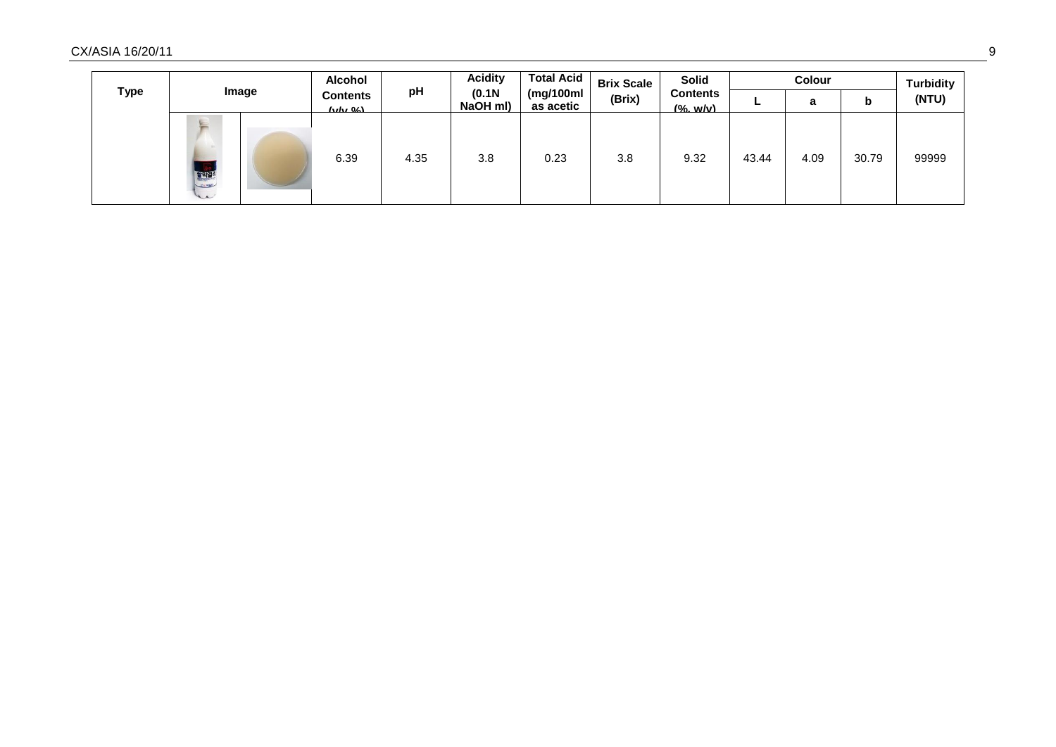| Type | Image | | Alcohol Contents (v/v %) | pH | Acidity (0.1N NaOH ml) | Total Acid (mg/100ml as acetic | Brix Scale (Brix) | Solid Contents (%, w/v) | Colour | | | Turbidity (NTU) |
|---|---|---|---|---|---|---|---|---|---|---|---|---|
| | | | | | | | | | L | a | b | |
| | | | 6.39 | 4.35 | 3.8 | 0.23 | 3.8 | 9.32 | 43.44 | 4.09 | 30.79 | 99999 |